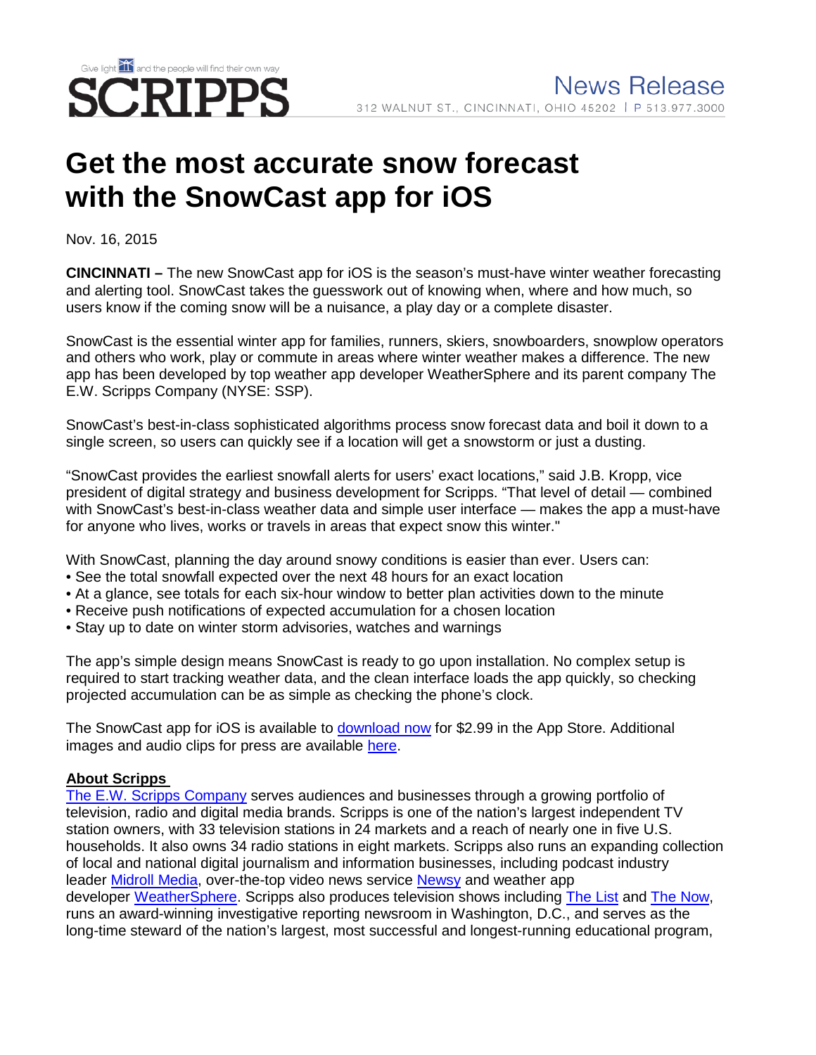Give light and the people will find their own way

# SCRIPPS

News Release

312 WALNUT ST., CINCINNATI, OHIO 45202 | P 513.977.3000

# Get the most accurate snow forecast with the SnowCast app for iOS

Nov. 16, 2015

**CINCINNATI –** The new SnowCast app for iOS is the season's must-have winter weather forecasting and alerting tool. SnowCast takes the guesswork out of knowing when, where and how much, so users know if the coming snow will be a nuisance, a play day or a complete disaster.

SnowCast is the essential winter app for families, runners, skiers, snowboarders, snowplow operators and others who work, play or commute in areas where winter weather makes a difference. The new app has been developed by top weather app developer WeatherSphere and its parent company The E.W. Scripps Company (NYSE: SSP).

SnowCast's best-in-class sophisticated algorithms process snow forecast data and boil it down to a single screen, so users can quickly see if a location will get a snowstorm or just a dusting.

"SnowCast provides the earliest snowfall alerts for users' exact locations," said J.B. Kropp, vice president of digital strategy and business development for Scripps. "That level of detail — combined with SnowCast's best-in-class weather data and simple user interface — makes the app a must-have for anyone who lives, works or travels in areas that expect snow this winter."

With SnowCast, planning the day around snowy conditions is easier than ever. Users can:

- See the total snowfall expected over the next 48 hours for an exact location
- At a glance, see totals for each six-hour window to better plan activities down to the minute
- Receive push notifications of expected accumulation for a chosen location
- Stay up to date on winter storm advisories, watches and warnings

The app's simple design means SnowCast is ready to go upon installation. No complex setup is required to start tracking weather data, and the clean interface loads the app quickly, so checking projected accumulation can be as simple as checking the phone's clock.

The SnowCast app for iOS is available to download now for $2.99 in the App Store. Additional images and audio clips for press are available here.

**About Scripps**

The E.W. Scripps Company serves audiences and businesses through a growing portfolio of television, radio and digital media brands. Scripps is one of the nation's largest independent TV station owners, with 33 television stations in 24 markets and a reach of nearly one in five U.S. households. It also owns 34 radio stations in eight markets. Scripps also runs an expanding collection of local and national digital journalism and information businesses, including podcast industry leader Midroll Media, over-the-top video news service Newsy and weather app developer WeatherSphere. Scripps also produces television shows including The List and The Now, runs an award-winning investigative reporting newsroom in Washington, D.C., and serves as the long-time steward of the nation's largest, most successful and longest-running educational program,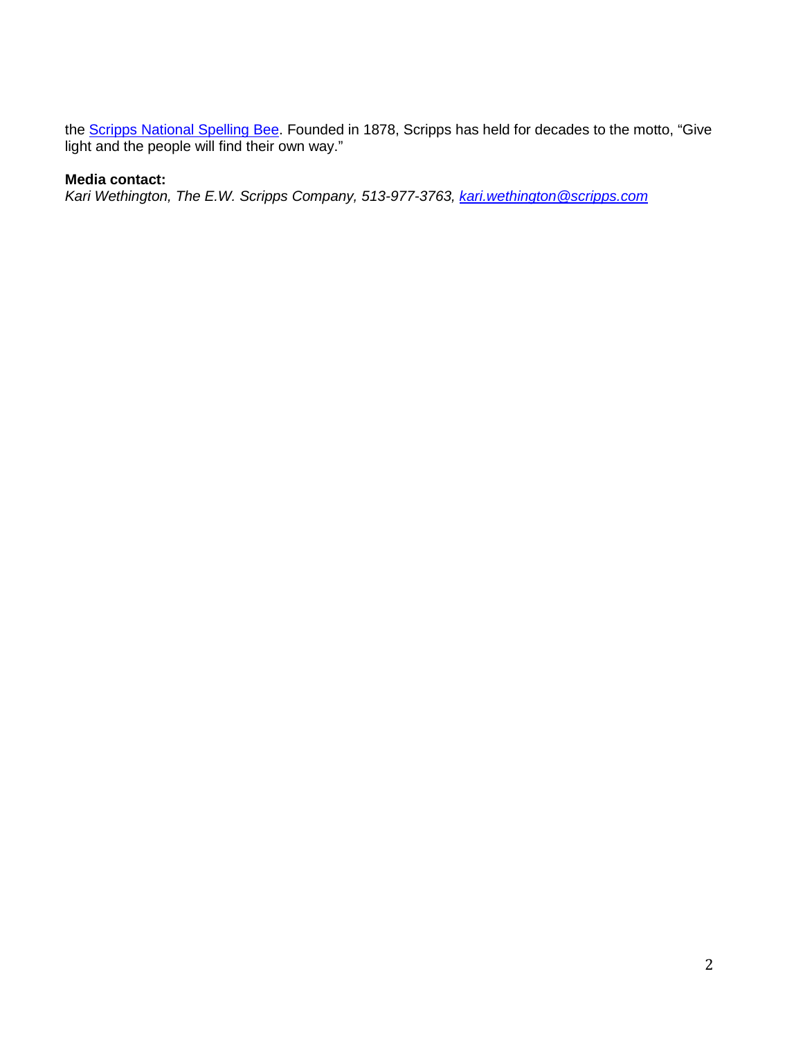the Scripps National Spelling Bee. Founded in 1878, Scripps has held for decades to the motto, “Give light and the people will find their own way.”

**Media contact:**
*Kari Wethington, The E.W. Scripps Company, 513-977-3763, kari.wethington@scripps.com*